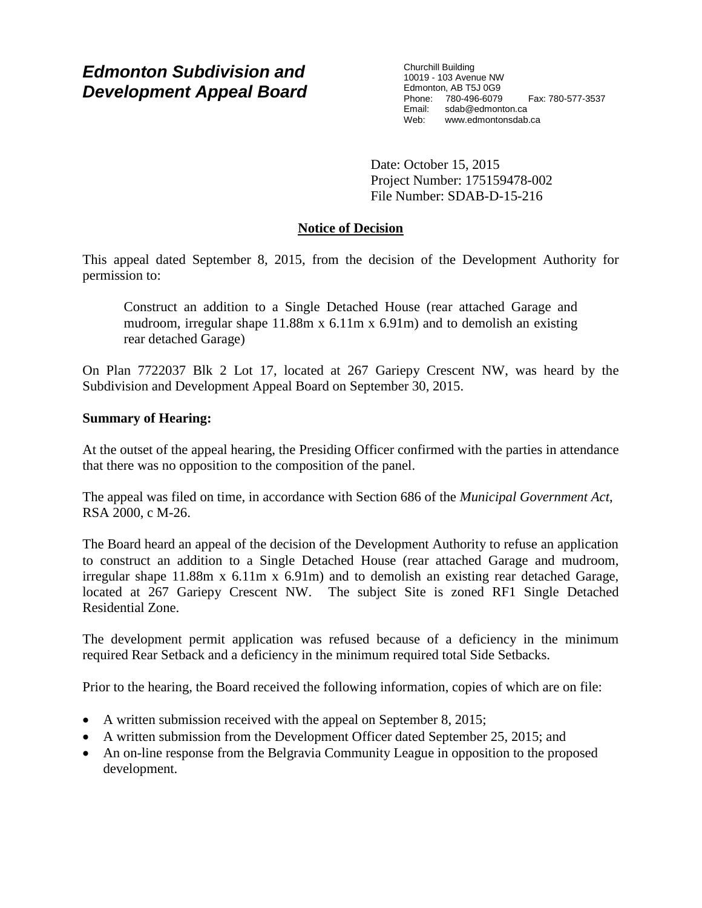# *Edmonton Subdivision and Development Appeal Board*

Churchill Building
10019 - 103 Avenue NW
Edmonton, AB T5J 0G9
Phone: 780-496-6079 Fax: 780-577-3537
Email: sdab@edmonton.ca
Web: www.edmontonsdab.ca

Date: October 15, 2015
Project Number: 175159478-002
File Number: SDAB-D-15-216

## Notice of Decision

This appeal dated September 8, 2015, from the decision of the Development Authority for permission to:

> Construct an addition to a Single Detached House (rear attached Garage and mudroom, irregular shape 11.88m x 6.11m x 6.91m) and to demolish an existing rear detached Garage)

On Plan 7722037 Blk 2 Lot 17, located at 267 Gariepy Crescent NW, was heard by the Subdivision and Development Appeal Board on September 30, 2015.

**Summary of Hearing:**

At the outset of the appeal hearing, the Presiding Officer confirmed with the parties in attendance that there was no opposition to the composition of the panel.

The appeal was filed on time, in accordance with Section 686 of the *Municipal Government Act*, RSA 2000, c M-26.

The Board heard an appeal of the decision of the Development Authority to refuse an application to construct an addition to a Single Detached House (rear attached Garage and mudroom, irregular shape 11.88m x 6.11m x 6.91m) and to demolish an existing rear detached Garage, located at 267 Gariepy Crescent NW. The subject Site is zoned RF1 Single Detached Residential Zone.

The development permit application was refused because of a deficiency in the minimum required Rear Setback and a deficiency in the minimum required total Side Setbacks.

Prior to the hearing, the Board received the following information, copies of which are on file:

- A written submission received with the appeal on September 8, 2015;
- A written submission from the Development Officer dated September 25, 2015; and
- An on-line response from the Belgravia Community League in opposition to the proposed development.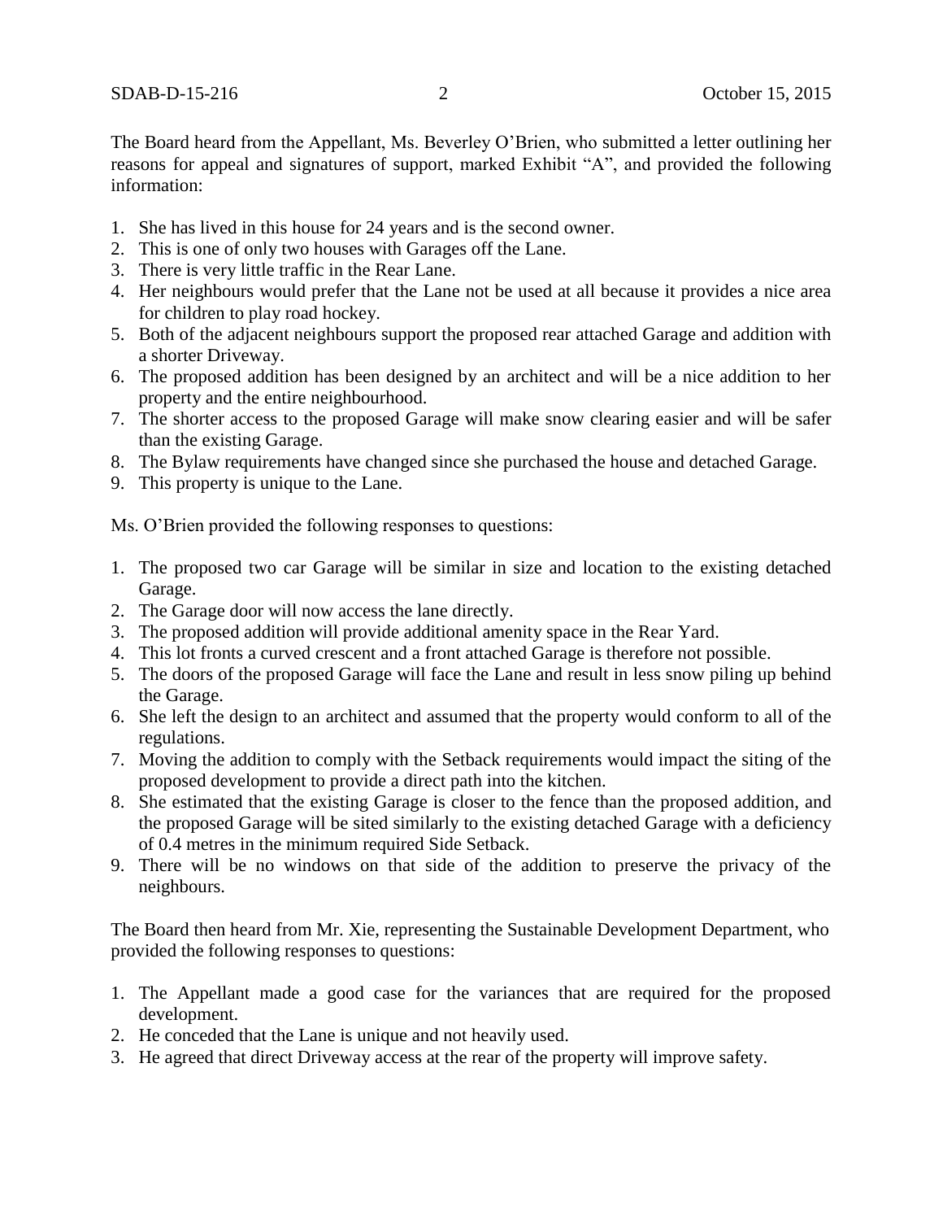The Board heard from the Appellant, Ms. Beverley O'Brien, who submitted a letter outlining her reasons for appeal and signatures of support, marked Exhibit "A", and provided the following information:

1. She has lived in this house for 24 years and is the second owner.
2. This is one of only two houses with Garages off the Lane.
3. There is very little traffic in the Rear Lane.
4. Her neighbours would prefer that the Lane not be used at all because it provides a nice area for children to play road hockey.
5. Both of the adjacent neighbours support the proposed rear attached Garage and addition with a shorter Driveway.
6. The proposed addition has been designed by an architect and will be a nice addition to her property and the entire neighbourhood.
7. The shorter access to the proposed Garage will make snow clearing easier and will be safer than the existing Garage.
8. The Bylaw requirements have changed since she purchased the house and detached Garage.
9. This property is unique to the Lane.

Ms. O'Brien provided the following responses to questions:

1. The proposed two car Garage will be similar in size and location to the existing detached Garage.
2. The Garage door will now access the lane directly.
3. The proposed addition will provide additional amenity space in the Rear Yard.
4. This lot fronts a curved crescent and a front attached Garage is therefore not possible.
5. The doors of the proposed Garage will face the Lane and result in less snow piling up behind the Garage.
6. She left the design to an architect and assumed that the property would conform to all of the regulations.
7. Moving the addition to comply with the Setback requirements would impact the siting of the proposed development to provide a direct path into the kitchen.
8. She estimated that the existing Garage is closer to the fence than the proposed addition, and the proposed Garage will be sited similarly to the existing detached Garage with a deficiency of 0.4 metres in the minimum required Side Setback.
9. There will be no windows on that side of the addition to preserve the privacy of the neighbours.

The Board then heard from Mr. Xie, representing the Sustainable Development Department, who provided the following responses to questions:

1. The Appellant made a good case for the variances that are required for the proposed development.
2. He conceded that the Lane is unique and not heavily used.
3. He agreed that direct Driveway access at the rear of the property will improve safety.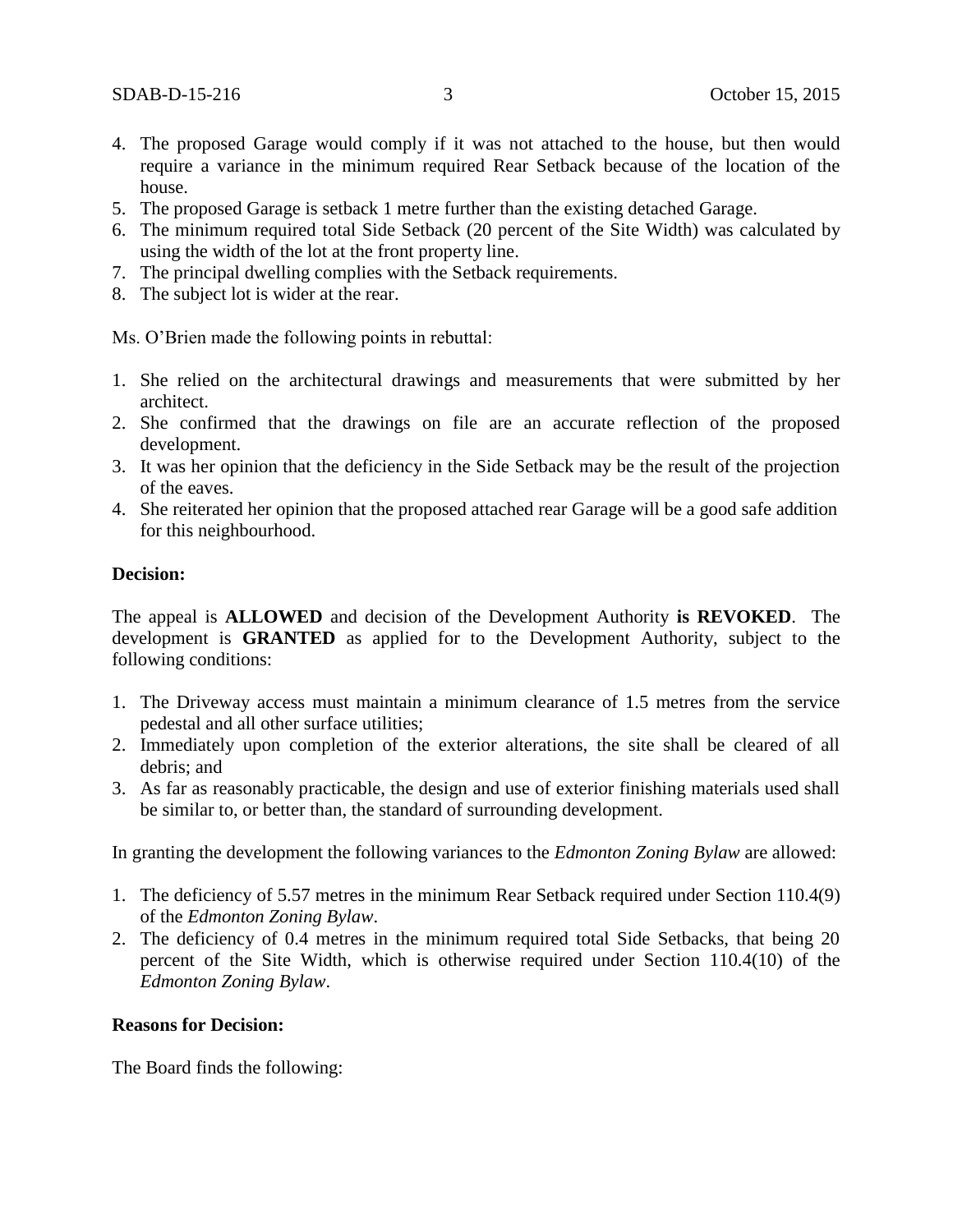4. The proposed Garage would comply if it was not attached to the house, but then would require a variance in the minimum required Rear Setback because of the location of the house.
5. The proposed Garage is setback 1 metre further than the existing detached Garage.
6. The minimum required total Side Setback (20 percent of the Site Width) was calculated by using the width of the lot at the front property line.
7. The principal dwelling complies with the Setback requirements.
8. The subject lot is wider at the rear.

Ms. O'Brien made the following points in rebuttal:

1. She relied on the architectural drawings and measurements that were submitted by her architect.
2. She confirmed that the drawings on file are an accurate reflection of the proposed development.
3. It was her opinion that the deficiency in the Side Setback may be the result of the projection of the eaves.
4. She reiterated her opinion that the proposed attached rear Garage will be a good safe addition for this neighbourhood.

**Decision:**

The appeal is **ALLOWED** and decision of the Development Authority **is REVOKED**. The development is **GRANTED** as applied for to the Development Authority, subject to the following conditions:

1. The Driveway access must maintain a minimum clearance of 1.5 metres from the service pedestal and all other surface utilities;
2. Immediately upon completion of the exterior alterations, the site shall be cleared of all debris; and
3. As far as reasonably practicable, the design and use of exterior finishing materials used shall be similar to, or better than, the standard of surrounding development.

In granting the development the following variances to the *Edmonton Zoning Bylaw* are allowed:

1. The deficiency of 5.57 metres in the minimum Rear Setback required under Section 110.4(9) of the *Edmonton Zoning Bylaw*.
2. The deficiency of 0.4 metres in the minimum required total Side Setbacks, that being 20 percent of the Site Width, which is otherwise required under Section 110.4(10) of the *Edmonton Zoning Bylaw*.

**Reasons for Decision:**

The Board finds the following: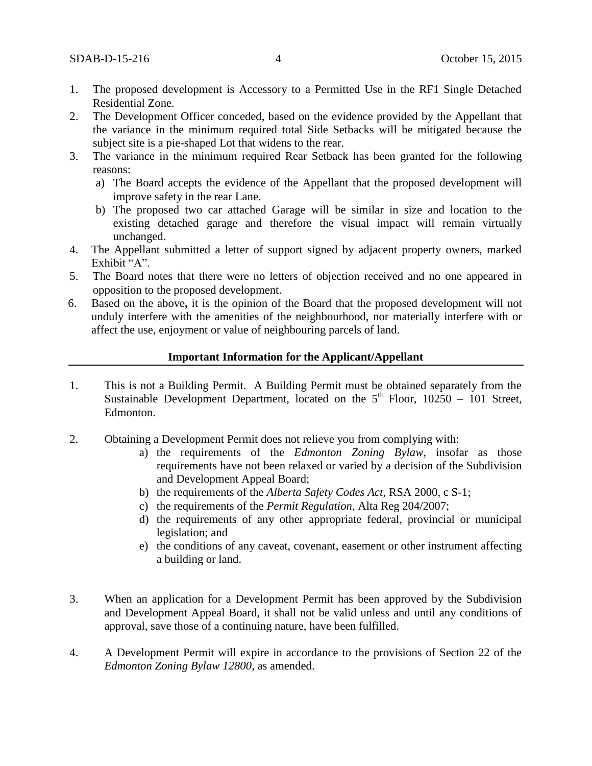1. The proposed development is Accessory to a Permitted Use in the RF1 Single Detached Residential Zone.
2. The Development Officer conceded, based on the evidence provided by the Appellant that the variance in the minimum required total Side Setbacks will be mitigated because the subject site is a pie-shaped Lot that widens to the rear.
3. The variance in the minimum required Rear Setback has been granted for the following reasons:
   a) The Board accepts the evidence of the Appellant that the proposed development will improve safety in the rear Lane.
   b) The proposed two car attached Garage will be similar in size and location to the existing detached garage and therefore the visual impact will remain virtually unchanged.
4. The Appellant submitted a letter of support signed by adjacent property owners, marked Exhibit "A".
5. The Board notes that there were no letters of objection received and no one appeared in opposition to the proposed development.
6. Based on the above**,** it is the opinion of the Board that the proposed development will not unduly interfere with the amenities of the neighbourhood, nor materially interfere with or affect the use, enjoyment or value of neighbouring parcels of land.

**Important Information for the Applicant/Appellant**

1. This is not a Building Permit. A Building Permit must be obtained separately from the Sustainable Development Department, located on the 5th Floor, 10250 – 101 Street, Edmonton.

2. Obtaining a Development Permit does not relieve you from complying with:
   a) the requirements of the *Edmonton Zoning Bylaw*, insofar as those requirements have not been relaxed or varied by a decision of the Subdivision and Development Appeal Board;
   b) the requirements of the *Alberta Safety Codes Act*, RSA 2000, c S-1;
   c) the requirements of the *Permit Regulation*, Alta Reg 204/2007;
   d) the requirements of any other appropriate federal, provincial or municipal legislation; and
   e) the conditions of any caveat, covenant, easement or other instrument affecting a building or land.

3. When an application for a Development Permit has been approved by the Subdivision and Development Appeal Board, it shall not be valid unless and until any conditions of approval, save those of a continuing nature, have been fulfilled.

4. A Development Permit will expire in accordance to the provisions of Section 22 of the *Edmonton Zoning Bylaw 12800*, as amended.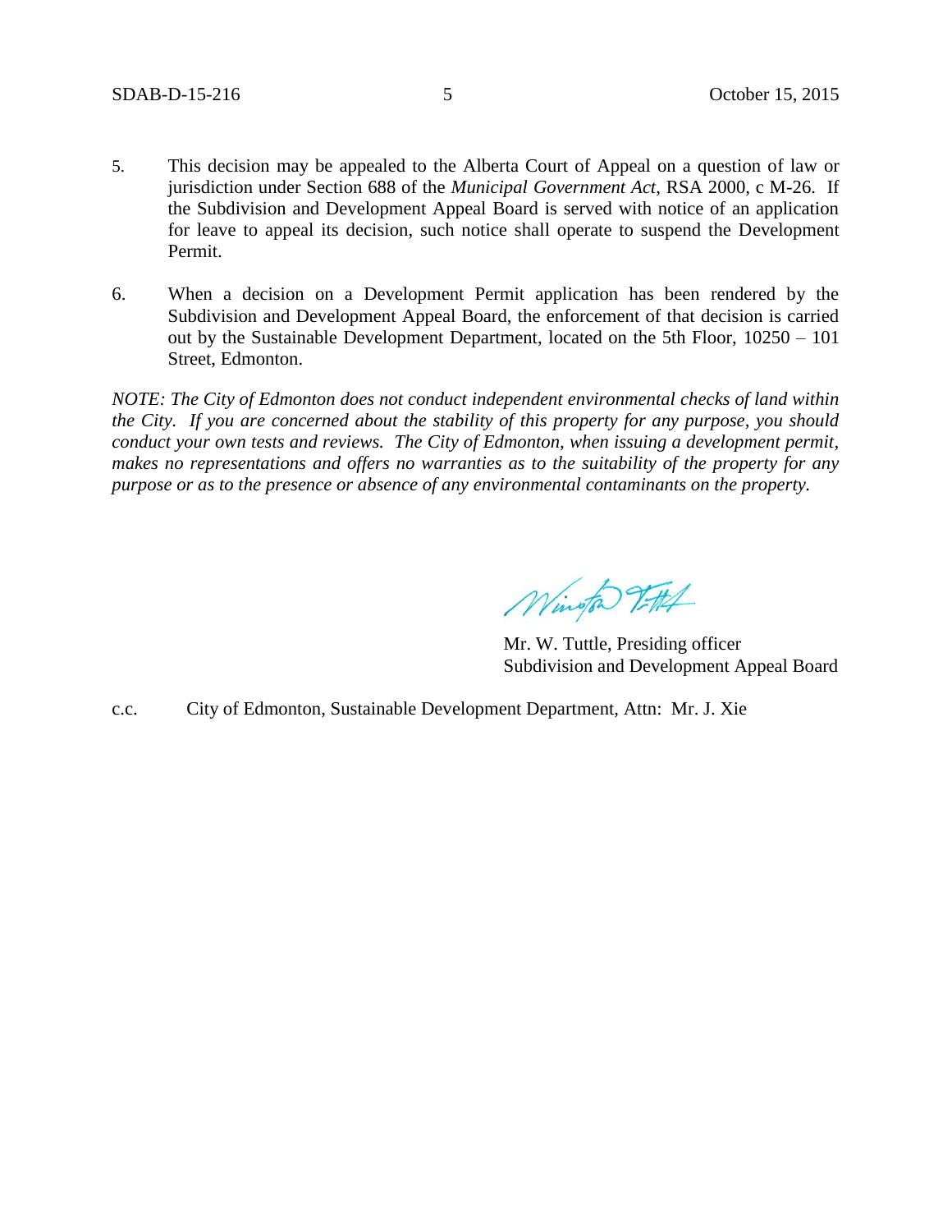5. This decision may be appealed to the Alberta Court of Appeal on a question of law or jurisdiction under Section 688 of the *Municipal Government Act*, RSA 2000, c M-26. If the Subdivision and Development Appeal Board is served with notice of an application for leave to appeal its decision, such notice shall operate to suspend the Development Permit.

6. When a decision on a Development Permit application has been rendered by the Subdivision and Development Appeal Board, the enforcement of that decision is carried out by the Sustainable Development Department, located on the 5th Floor, 10250 – 101 Street, Edmonton.

*NOTE: The City of Edmonton does not conduct independent environmental checks of land within the City. If you are concerned about the stability of this property for any purpose, you should conduct your own tests and reviews. The City of Edmonton, when issuing a development permit, makes no representations and offers no warranties as to the suitability of the property for any purpose or as to the presence or absence of any environmental contaminants on the property.*

Mr. W. Tuttle, Presiding officer
Subdivision and Development Appeal Board

c.c. City of Edmonton, Sustainable Development Department, Attn: Mr. J. Xie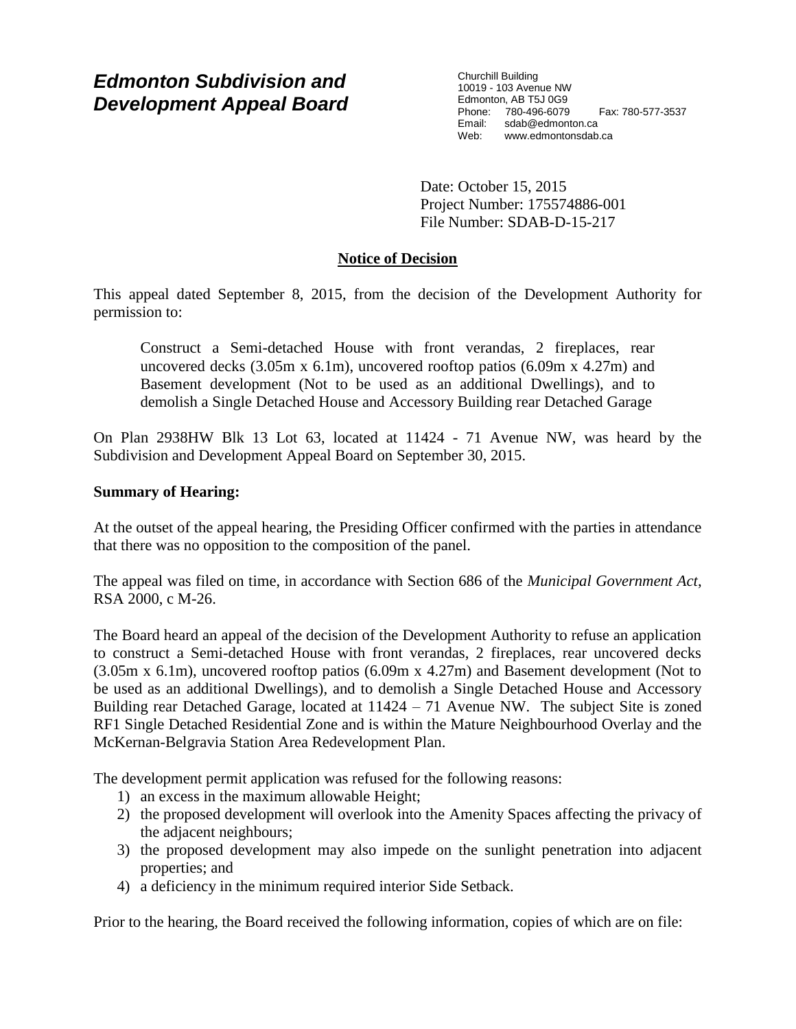# *Edmonton Subdivision and Development Appeal Board*

Churchill Building
10019 - 103 Avenue NW
Edmonton, AB T5J 0G9
Phone: 780-496-6079 Fax: 780-577-3537
Email: sdab@edmonton.ca
Web: www.edmontonsdab.ca

Date: October 15, 2015
Project Number: 175574886-001
File Number: SDAB-D-15-217

## Notice of Decision

This appeal dated September 8, 2015, from the decision of the Development Authority for permission to:

> Construct a Semi-detached House with front verandas, 2 fireplaces, rear uncovered decks (3.05m x 6.1m), uncovered rooftop patios (6.09m x 4.27m) and Basement development (Not to be used as an additional Dwellings), and to demolish a Single Detached House and Accessory Building rear Detached Garage

On Plan 2938HW Blk 13 Lot 63, located at 11424 - 71 Avenue NW, was heard by the Subdivision and Development Appeal Board on September 30, 2015.

**Summary of Hearing:**

At the outset of the appeal hearing, the Presiding Officer confirmed with the parties in attendance that there was no opposition to the composition of the panel.

The appeal was filed on time, in accordance with Section 686 of the *Municipal Government Act*, RSA 2000, c M-26.

The Board heard an appeal of the decision of the Development Authority to refuse an application to construct a Semi-detached House with front verandas, 2 fireplaces, rear uncovered decks (3.05m x 6.1m), uncovered rooftop patios (6.09m x 4.27m) and Basement development (Not to be used as an additional Dwellings), and to demolish a Single Detached House and Accessory Building rear Detached Garage, located at 11424 – 71 Avenue NW. The subject Site is zoned RF1 Single Detached Residential Zone and is within the Mature Neighbourhood Overlay and the McKernan-Belgravia Station Area Redevelopment Plan.

The development permit application was refused for the following reasons:

1) an excess in the maximum allowable Height;
2) the proposed development will overlook into the Amenity Spaces affecting the privacy of the adjacent neighbours;
3) the proposed development may also impede on the sunlight penetration into adjacent properties; and
4) a deficiency in the minimum required interior Side Setback.

Prior to the hearing, the Board received the following information, copies of which are on file: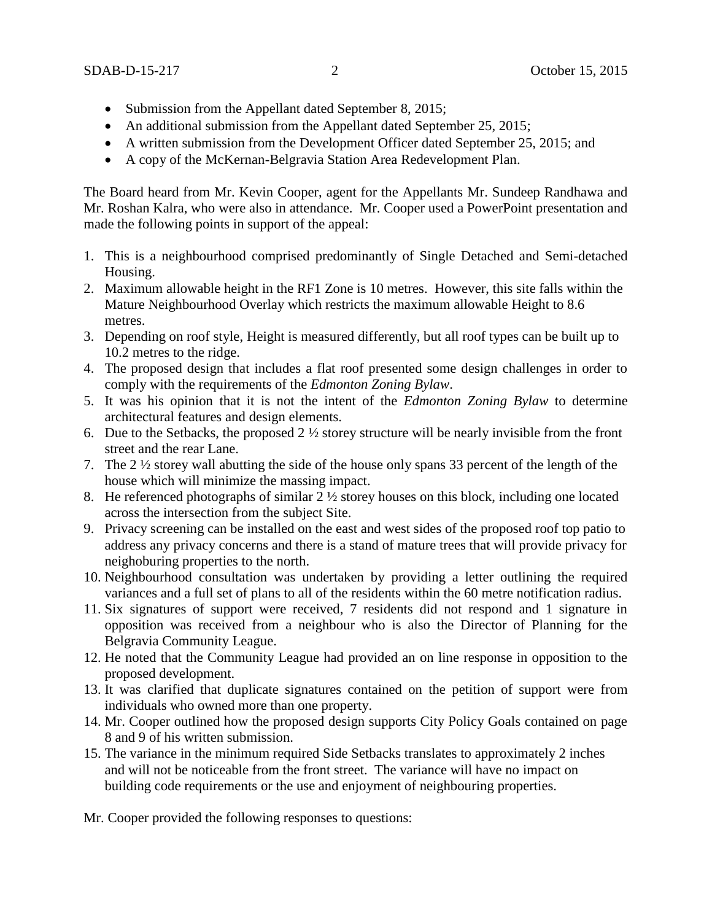- Submission from the Appellant dated September 8, 2015;
- An additional submission from the Appellant dated September 25, 2015;
- A written submission from the Development Officer dated September 25, 2015; and
- A copy of the McKernan-Belgravia Station Area Redevelopment Plan.

The Board heard from Mr. Kevin Cooper, agent for the Appellants Mr. Sundeep Randhawa and Mr. Roshan Kalra, who were also in attendance. Mr. Cooper used a PowerPoint presentation and made the following points in support of the appeal:

1. This is a neighbourhood comprised predominantly of Single Detached and Semi-detached Housing.
2. Maximum allowable height in the RF1 Zone is 10 metres. However, this site falls within the Mature Neighbourhood Overlay which restricts the maximum allowable Height to 8.6 metres.
3. Depending on roof style, Height is measured differently, but all roof types can be built up to 10.2 metres to the ridge.
4. The proposed design that includes a flat roof presented some design challenges in order to comply with the requirements of the *Edmonton Zoning Bylaw*.
5. It was his opinion that it is not the intent of the *Edmonton Zoning Bylaw* to determine architectural features and design elements.
6. Due to the Setbacks, the proposed 2 ½ storey structure will be nearly invisible from the front street and the rear Lane.
7. The 2 ½ storey wall abutting the side of the house only spans 33 percent of the length of the house which will minimize the massing impact.
8. He referenced photographs of similar 2 ½ storey houses on this block, including one located across the intersection from the subject Site.
9. Privacy screening can be installed on the east and west sides of the proposed roof top patio to address any privacy concerns and there is a stand of mature trees that will provide privacy for neighoburing properties to the north.
10. Neighbourhood consultation was undertaken by providing a letter outlining the required variances and a full set of plans to all of the residents within the 60 metre notification radius.
11. Six signatures of support were received, 7 residents did not respond and 1 signature in opposition was received from a neighbour who is also the Director of Planning for the Belgravia Community League.
12. He noted that the Community League had provided an on line response in opposition to the proposed development.
13. It was clarified that duplicate signatures contained on the petition of support were from individuals who owned more than one property.
14. Mr. Cooper outlined how the proposed design supports City Policy Goals contained on page 8 and 9 of his written submission.
15. The variance in the minimum required Side Setbacks translates to approximately 2 inches and will not be noticeable from the front street. The variance will have no impact on building code requirements or the use and enjoyment of neighbouring properties.

Mr. Cooper provided the following responses to questions: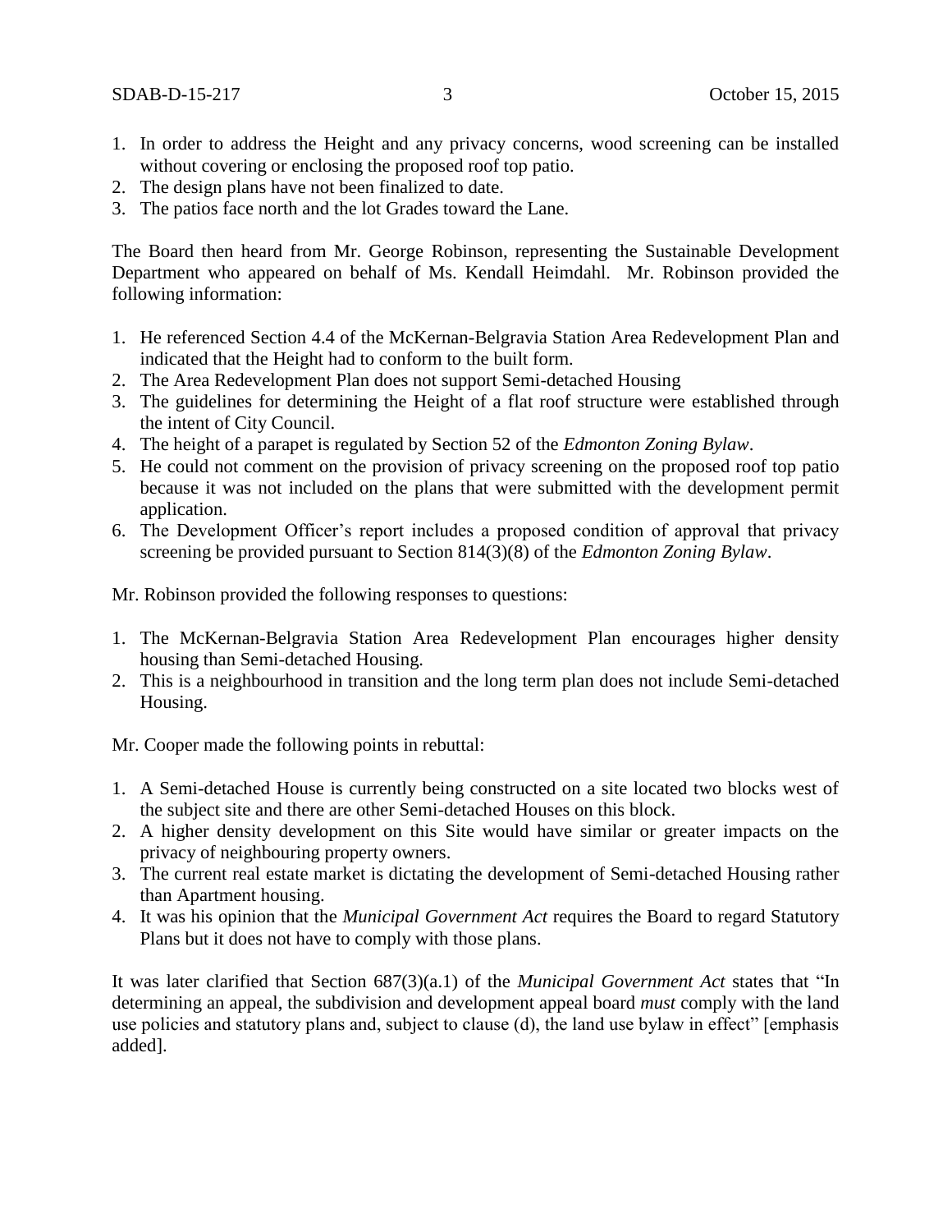1. In order to address the Height and any privacy concerns, wood screening can be installed without covering or enclosing the proposed roof top patio.
2. The design plans have not been finalized to date.
3. The patios face north and the lot Grades toward the Lane.

The Board then heard from Mr. George Robinson, representing the Sustainable Development Department who appeared on behalf of Ms. Kendall Heimdahl. Mr. Robinson provided the following information:

1. He referenced Section 4.4 of the McKernan-Belgravia Station Area Redevelopment Plan and indicated that the Height had to conform to the built form.
2. The Area Redevelopment Plan does not support Semi-detached Housing
3. The guidelines for determining the Height of a flat roof structure were established through the intent of City Council.
4. The height of a parapet is regulated by Section 52 of the *Edmonton Zoning Bylaw*.
5. He could not comment on the provision of privacy screening on the proposed roof top patio because it was not included on the plans that were submitted with the development permit application.
6. The Development Officer's report includes a proposed condition of approval that privacy screening be provided pursuant to Section 814(3)(8) of the *Edmonton Zoning Bylaw*.

Mr. Robinson provided the following responses to questions:

1. The McKernan-Belgravia Station Area Redevelopment Plan encourages higher density housing than Semi-detached Housing.
2. This is a neighbourhood in transition and the long term plan does not include Semi-detached Housing.

Mr. Cooper made the following points in rebuttal:

1. A Semi-detached House is currently being constructed on a site located two blocks west of the subject site and there are other Semi-detached Houses on this block.
2. A higher density development on this Site would have similar or greater impacts on the privacy of neighbouring property owners.
3. The current real estate market is dictating the development of Semi-detached Housing rather than Apartment housing.
4. It was his opinion that the *Municipal Government Act* requires the Board to regard Statutory Plans but it does not have to comply with those plans.

It was later clarified that Section 687(3)(a.1) of the *Municipal Government Act* states that "In determining an appeal, the subdivision and development appeal board *must* comply with the land use policies and statutory plans and, subject to clause (d), the land use bylaw in effect" [emphasis added].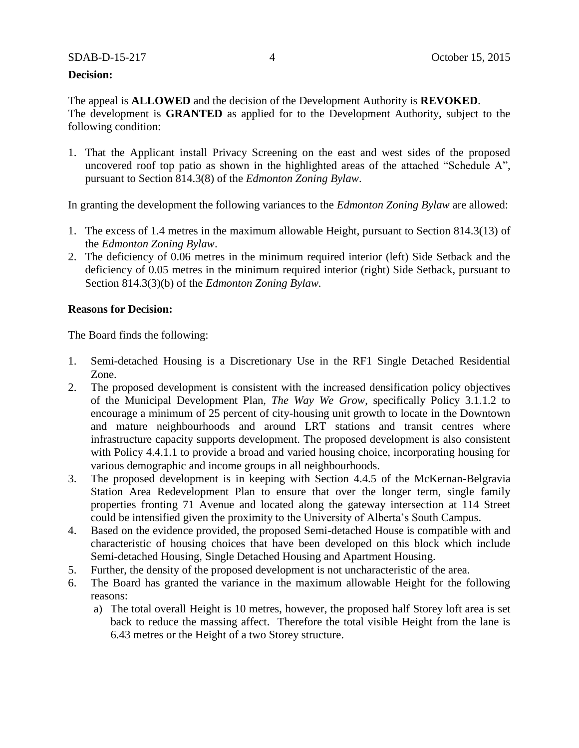**Decision:**

The appeal is **ALLOWED** and the decision of the Development Authority is **REVOKED**. The development is **GRANTED** as applied for to the Development Authority, subject to the following condition:

1. That the Applicant install Privacy Screening on the east and west sides of the proposed uncovered roof top patio as shown in the highlighted areas of the attached "Schedule A", pursuant to Section 814.3(8) of the *Edmonton Zoning Bylaw*.

In granting the development the following variances to the *Edmonton Zoning Bylaw* are allowed:

1. The excess of 1.4 metres in the maximum allowable Height, pursuant to Section 814.3(13) of the *Edmonton Zoning Bylaw*.
2. The deficiency of 0.06 metres in the minimum required interior (left) Side Setback and the deficiency of 0.05 metres in the minimum required interior (right) Side Setback, pursuant to Section 814.3(3)(b) of the *Edmonton Zoning Bylaw*.

**Reasons for Decision:**

The Board finds the following:

1. Semi-detached Housing is a Discretionary Use in the RF1 Single Detached Residential Zone.
2. The proposed development is consistent with the increased densification policy objectives of the Municipal Development Plan, *The Way We Grow*, specifically Policy 3.1.1.2 to encourage a minimum of 25 percent of city-housing unit growth to locate in the Downtown and mature neighbourhoods and around LRT stations and transit centres where infrastructure capacity supports development. The proposed development is also consistent with Policy 4.4.1.1 to provide a broad and varied housing choice, incorporating housing for various demographic and income groups in all neighbourhoods.
3. The proposed development is in keeping with Section 4.4.5 of the McKernan-Belgravia Station Area Redevelopment Plan to ensure that over the longer term, single family properties fronting 71 Avenue and located along the gateway intersection at 114 Street could be intensified given the proximity to the University of Alberta's South Campus.
4. Based on the evidence provided, the proposed Semi-detached House is compatible with and characteristic of housing choices that have been developed on this block which include Semi-detached Housing, Single Detached Housing and Apartment Housing.
5. Further, the density of the proposed development is not uncharacteristic of the area.
6. The Board has granted the variance in the maximum allowable Height for the following reasons:
   a) The total overall Height is 10 metres, however, the proposed half Storey loft area is set back to reduce the massing affect. Therefore the total visible Height from the lane is 6.43 metres or the Height of a two Storey structure.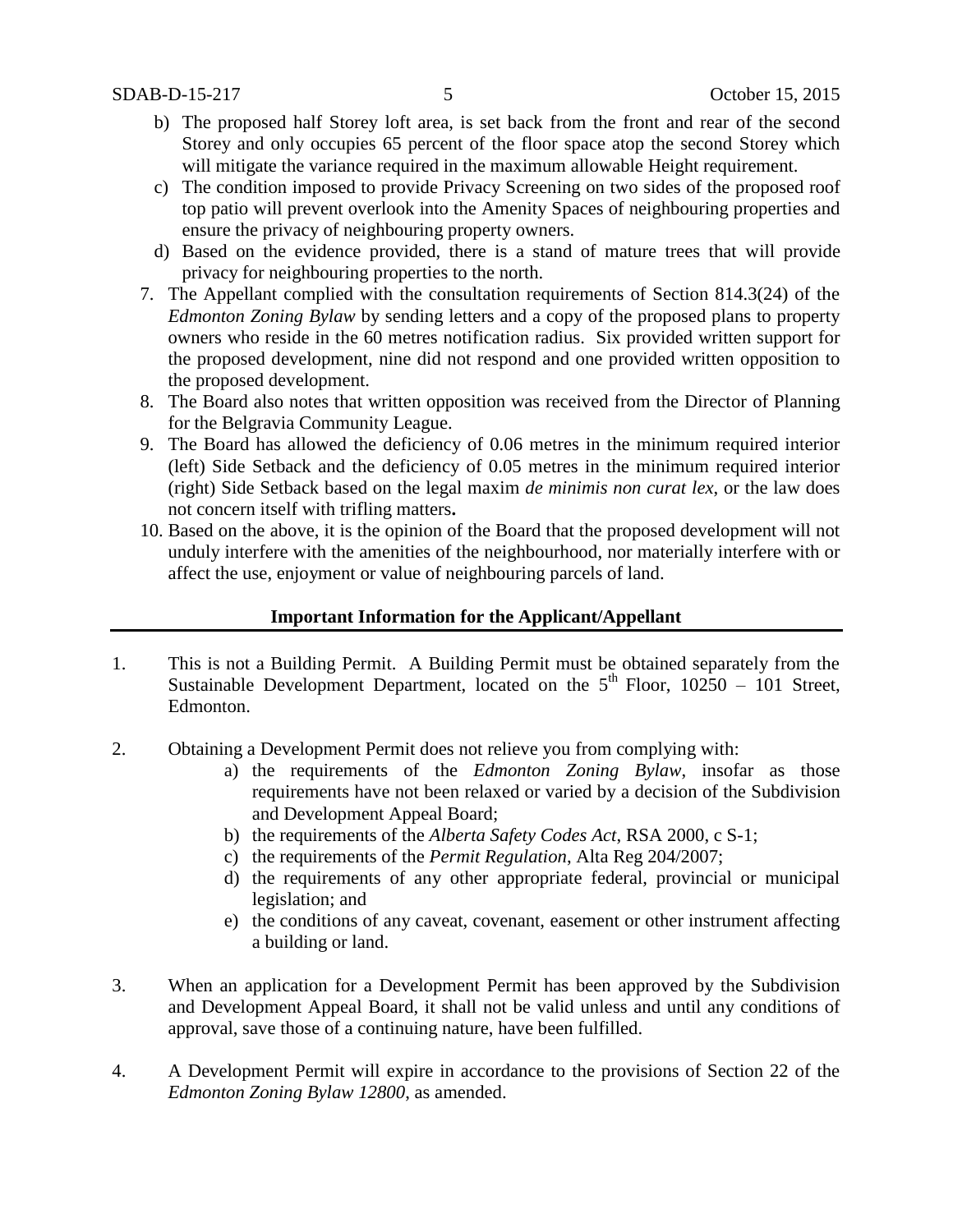b) The proposed half Storey loft area, is set back from the front and rear of the second Storey and only occupies 65 percent of the floor space atop the second Storey which will mitigate the variance required in the maximum allowable Height requirement.

c) The condition imposed to provide Privacy Screening on two sides of the proposed roof top patio will prevent overlook into the Amenity Spaces of neighbouring properties and ensure the privacy of neighbouring property owners.

d) Based on the evidence provided, there is a stand of mature trees that will provide privacy for neighbouring properties to the north.

7. The Appellant complied with the consultation requirements of Section 814.3(24) of the *Edmonton Zoning Bylaw* by sending letters and a copy of the proposed plans to property owners who reside in the 60 metres notification radius. Six provided written support for the proposed development, nine did not respond and one provided written opposition to the proposed development.
8. The Board also notes that written opposition was received from the Director of Planning for the Belgravia Community League.
9. The Board has allowed the deficiency of 0.06 metres in the minimum required interior (left) Side Setback and the deficiency of 0.05 metres in the minimum required interior (right) Side Setback based on the legal maxim *de minimis non curat lex*, or the law does not concern itself with trifling matters**.**
10. Based on the above, it is the opinion of the Board that the proposed development will not unduly interfere with the amenities of the neighbourhood, nor materially interfere with or affect the use, enjoyment or value of neighbouring parcels of land.

**Important Information for the Applicant/Appellant**

1. This is not a Building Permit. A Building Permit must be obtained separately from the Sustainable Development Department, located on the 5th Floor, 10250 – 101 Street, Edmonton.

2. Obtaining a Development Permit does not relieve you from complying with:
   a) the requirements of the *Edmonton Zoning Bylaw*, insofar as those requirements have not been relaxed or varied by a decision of the Subdivision and Development Appeal Board;
   b) the requirements of the *Alberta Safety Codes Act*, RSA 2000, c S-1;
   c) the requirements of the *Permit Regulation*, Alta Reg 204/2007;
   d) the requirements of any other appropriate federal, provincial or municipal legislation; and
   e) the conditions of any caveat, covenant, easement or other instrument affecting a building or land.

3. When an application for a Development Permit has been approved by the Subdivision and Development Appeal Board, it shall not be valid unless and until any conditions of approval, save those of a continuing nature, have been fulfilled.

4. A Development Permit will expire in accordance to the provisions of Section 22 of the *Edmonton Zoning Bylaw 12800*, as amended.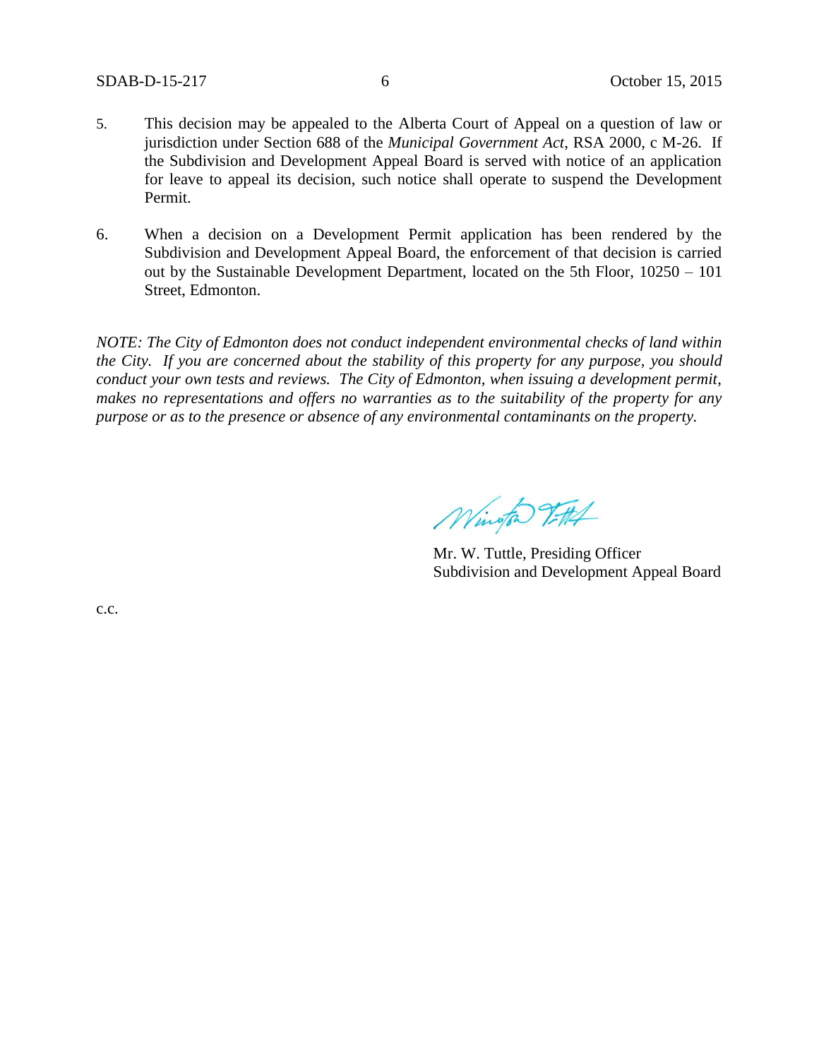5. This decision may be appealed to the Alberta Court of Appeal on a question of law or jurisdiction under Section 688 of the *Municipal Government Act*, RSA 2000, c M-26. If the Subdivision and Development Appeal Board is served with notice of an application for leave to appeal its decision, such notice shall operate to suspend the Development Permit.

6. When a decision on a Development Permit application has been rendered by the Subdivision and Development Appeal Board, the enforcement of that decision is carried out by the Sustainable Development Department, located on the 5th Floor, 10250 – 101 Street, Edmonton.

*NOTE: The City of Edmonton does not conduct independent environmental checks of land within the City. If you are concerned about the stability of this property for any purpose, you should conduct your own tests and reviews. The City of Edmonton, when issuing a development permit, makes no representations and offers no warranties as to the suitability of the property for any purpose or as to the presence or absence of any environmental contaminants on the property.*

Mr. W. Tuttle, Presiding Officer
Subdivision and Development Appeal Board

c.c.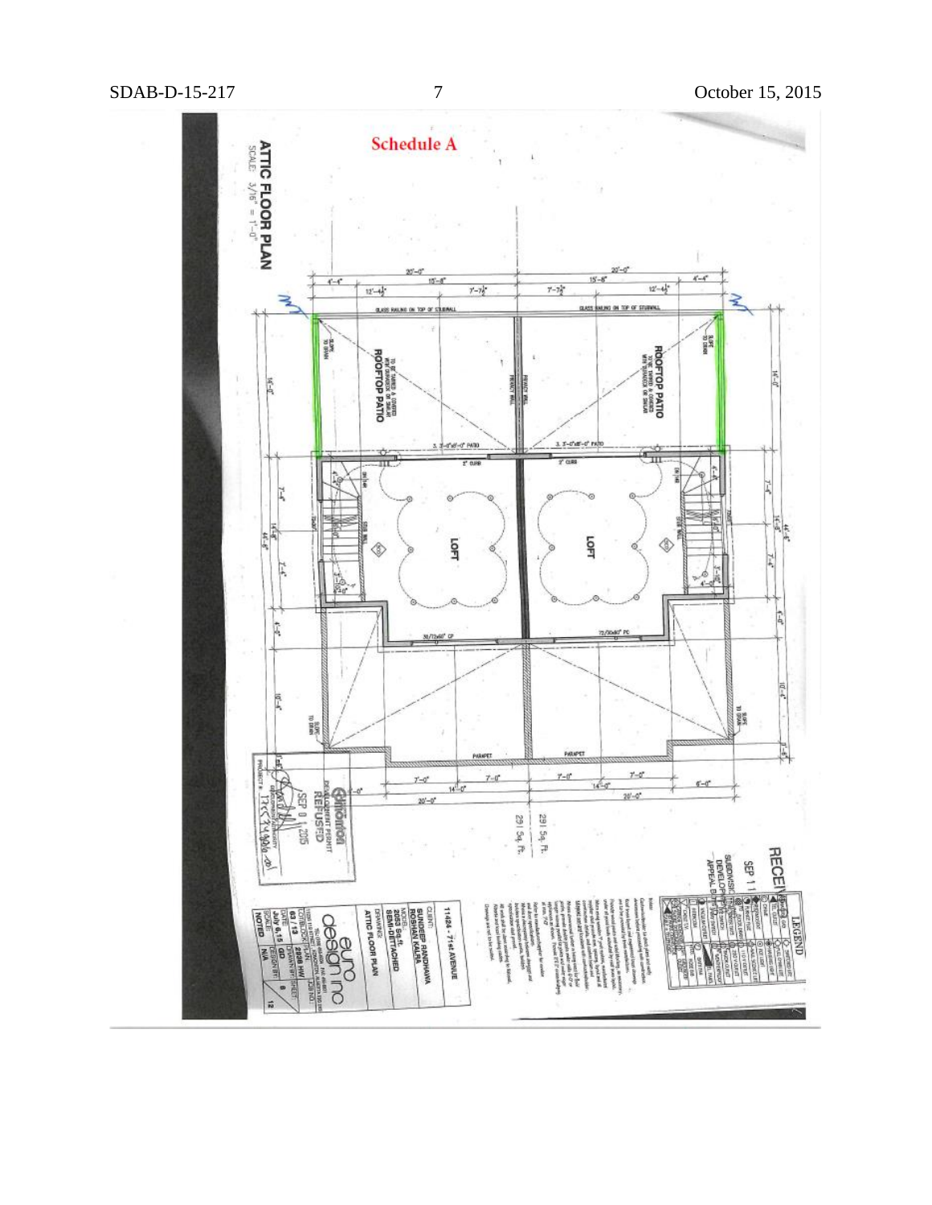**Schedule A**

**ATTIC FLOOR PLAN**
SCALE: 3/16" = 1'-0"

ROOFTOP PATIO

ROOFTOP PATIO

LOFT

LOFT

GLASS RAILING ON TOP OF STUDWALL

GLASS RAILING ON TOP OF STUDWALL

PRIVACY WALL

PARAPET

PARAPET

SLOPE TO DRAIN

20'-0"

20'-0"

14'-0"

14'-0"

291 Sq. Ft.

291 Sq. Ft.

Edmonton
DEVELOPMENT PERMIT
REFUSED
SEP 01 2015

RECEIVED
SEP 11
SUBDIVISION AND DEVELOPMENT APPEAL BOARD

LEGEND

11424 - 71st AVENUE

CLIENT:
SUNDEEP RANDHAWA
ROSHAN KALSA

2063 Sq. ft.
SEMI-DETACHED

DRAWING:
ATTIC FLOOR PLAN

euro design inc

DATE: July 6, 15
SCALE: NOTED

12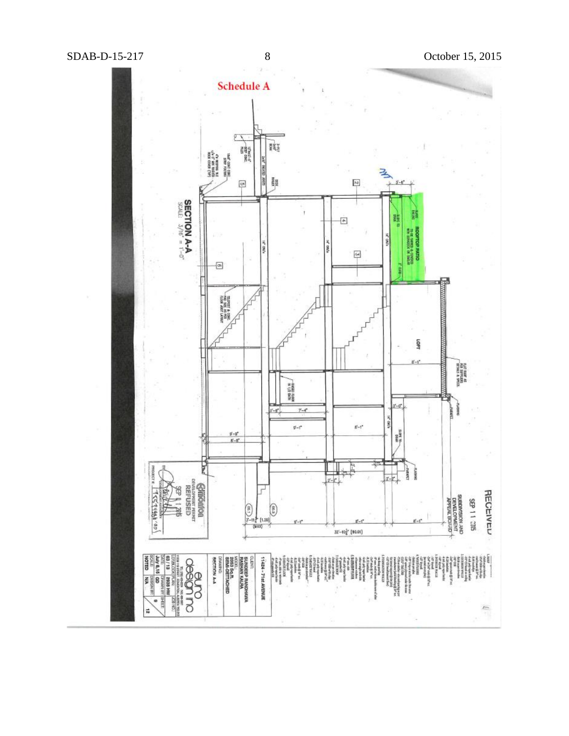**Schedule A**

ROOFTOP PATIO

SECTION A-A

SCALE: 3/16" = 1'-0"

LOFT

RECEIVED

SEP 11 2015

SUBDIVISION AND DEVELOPMENT APPEAL BOARD

Edmonton

DEVELOPMENT PERMIT REFUSED

SEP 01 2015

11424 - 71st AVENUE

CLIENT: SUNDEEP RANDHAWA RASHAN KALIRA

MODEL: SEMI-DETACHED

DRAWING: SECTION A-A

euro design inc

32'-10½" [10.01]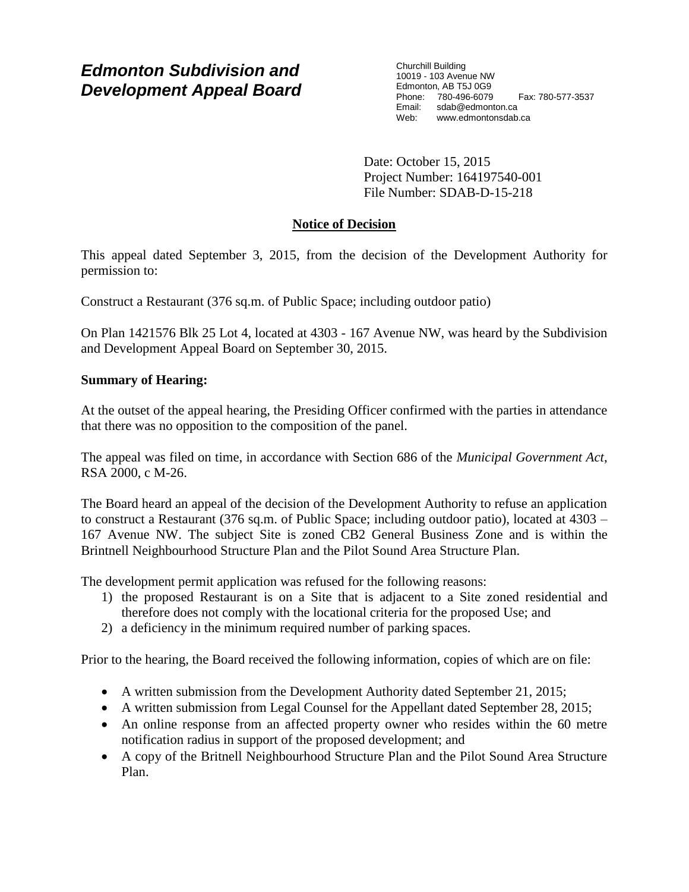# Edmonton Subdivision and Development Appeal Board

Churchill Building
10019 - 103 Avenue NW
Edmonton, AB T5J 0G9
Phone: 780-496-6079 Fax: 780-577-3537
Email: sdab@edmonton.ca
Web: www.edmontonsdab.ca

Date: October 15, 2015
Project Number: 164197540-001
File Number: SDAB-D-15-218

## Notice of Decision

This appeal dated September 3, 2015, from the decision of the Development Authority for permission to:

Construct a Restaurant (376 sq.m. of Public Space; including outdoor patio)

On Plan 1421576 Blk 25 Lot 4, located at 4303 - 167 Avenue NW, was heard by the Subdivision and Development Appeal Board on September 30, 2015.

**Summary of Hearing:**

At the outset of the appeal hearing, the Presiding Officer confirmed with the parties in attendance that there was no opposition to the composition of the panel.

The appeal was filed on time, in accordance with Section 686 of the *Municipal Government Act*, RSA 2000, c M-26.

The Board heard an appeal of the decision of the Development Authority to refuse an application to construct a Restaurant (376 sq.m. of Public Space; including outdoor patio), located at 4303 – 167 Avenue NW. The subject Site is zoned CB2 General Business Zone and is within the Brintnell Neighbourhood Structure Plan and the Pilot Sound Area Structure Plan.

The development permit application was refused for the following reasons:

1) the proposed Restaurant is on a Site that is adjacent to a Site zoned residential and therefore does not comply with the locational criteria for the proposed Use; and
2) a deficiency in the minimum required number of parking spaces.

Prior to the hearing, the Board received the following information, copies of which are on file:

- A written submission from the Development Authority dated September 21, 2015;
- A written submission from Legal Counsel for the Appellant dated September 28, 2015;
- An online response from an affected property owner who resides within the 60 metre notification radius in support of the proposed development; and
- A copy of the Britnell Neighbourhood Structure Plan and the Pilot Sound Area Structure Plan.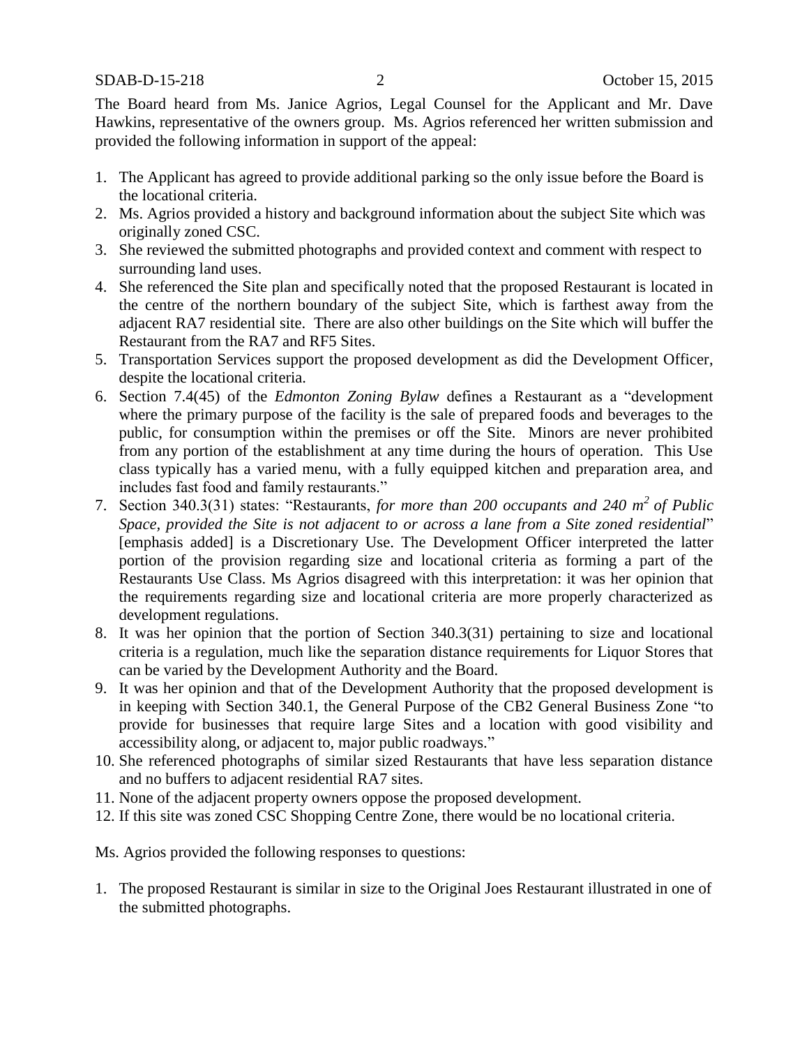The Board heard from Ms. Janice Agrios, Legal Counsel for the Applicant and Mr. Dave Hawkins, representative of the owners group. Ms. Agrios referenced her written submission and provided the following information in support of the appeal:

1. The Applicant has agreed to provide additional parking so the only issue before the Board is the locational criteria.
2. Ms. Agrios provided a history and background information about the subject Site which was originally zoned CSC.
3. She reviewed the submitted photographs and provided context and comment with respect to surrounding land uses.
4. She referenced the Site plan and specifically noted that the proposed Restaurant is located in the centre of the northern boundary of the subject Site, which is farthest away from the adjacent RA7 residential site. There are also other buildings on the Site which will buffer the Restaurant from the RA7 and RF5 Sites.
5. Transportation Services support the proposed development as did the Development Officer, despite the locational criteria.
6. Section 7.4(45) of the *Edmonton Zoning Bylaw* defines a Restaurant as a "development where the primary purpose of the facility is the sale of prepared foods and beverages to the public, for consumption within the premises or off the Site. Minors are never prohibited from any portion of the establishment at any time during the hours of operation. This Use class typically has a varied menu, with a fully equipped kitchen and preparation area, and includes fast food and family restaurants."
7. Section 340.3(31) states: "Restaurants, *for more than 200 occupants and 240 $m^2$ of Public Space, provided the Site is not adjacent to or across a lane from a Site zoned residential*" [emphasis added] is a Discretionary Use. The Development Officer interpreted the latter portion of the provision regarding size and locational criteria as forming a part of the Restaurants Use Class. Ms Agrios disagreed with this interpretation: it was her opinion that the requirements regarding size and locational criteria are more properly characterized as development regulations.
8. It was her opinion that the portion of Section 340.3(31) pertaining to size and locational criteria is a regulation, much like the separation distance requirements for Liquor Stores that can be varied by the Development Authority and the Board.
9. It was her opinion and that of the Development Authority that the proposed development is in keeping with Section 340.1, the General Purpose of the CB2 General Business Zone "to provide for businesses that require large Sites and a location with good visibility and accessibility along, or adjacent to, major public roadways."
10. She referenced photographs of similar sized Restaurants that have less separation distance and no buffers to adjacent residential RA7 sites.
11. None of the adjacent property owners oppose the proposed development.
12. If this site was zoned CSC Shopping Centre Zone, there would be no locational criteria.

Ms. Agrios provided the following responses to questions:

1. The proposed Restaurant is similar in size to the Original Joes Restaurant illustrated in one of the submitted photographs.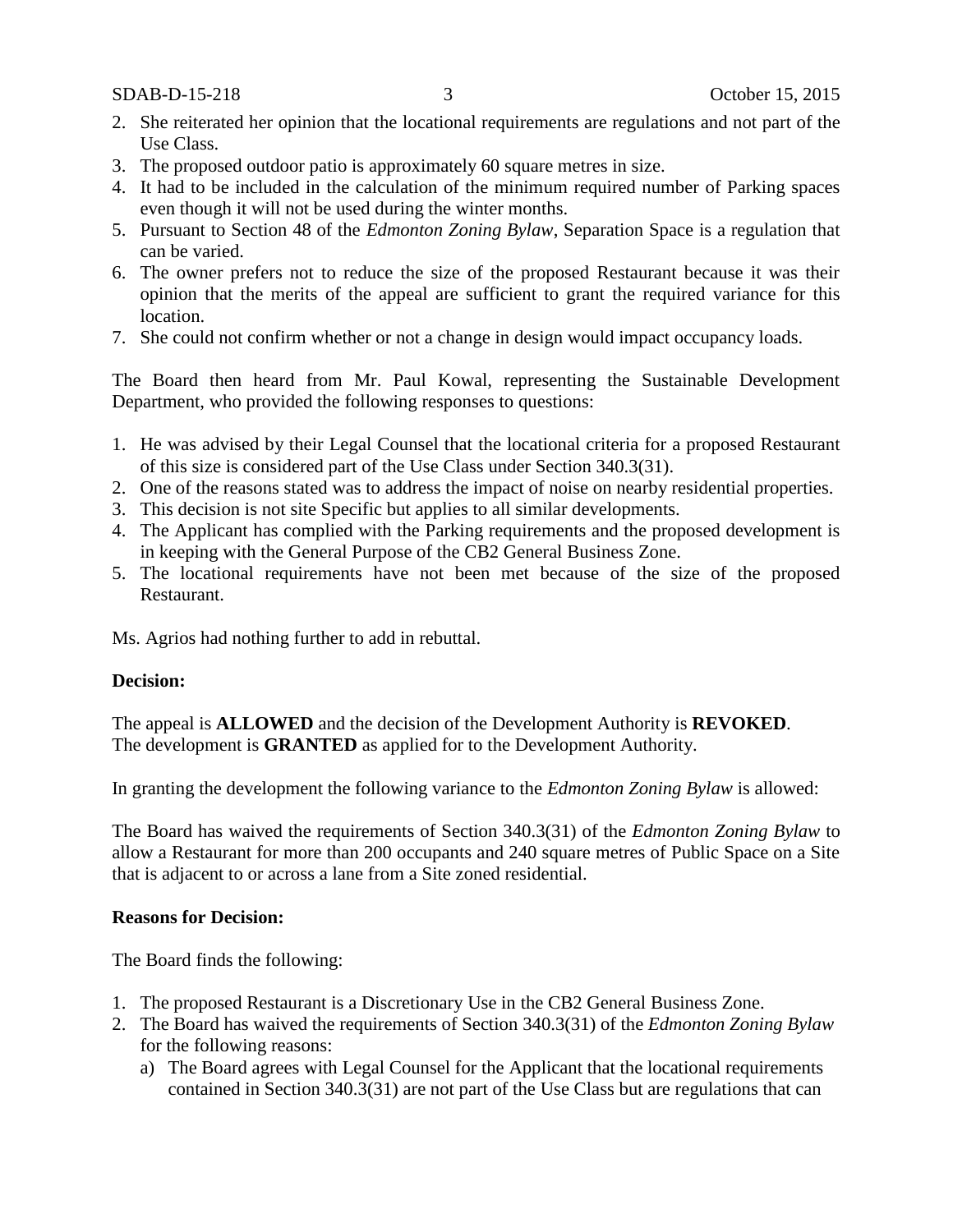2. She reiterated her opinion that the locational requirements are regulations and not part of the Use Class.
3. The proposed outdoor patio is approximately 60 square metres in size.
4. It had to be included in the calculation of the minimum required number of Parking spaces even though it will not be used during the winter months.
5. Pursuant to Section 48 of the *Edmonton Zoning Bylaw*, Separation Space is a regulation that can be varied.
6. The owner prefers not to reduce the size of the proposed Restaurant because it was their opinion that the merits of the appeal are sufficient to grant the required variance for this location.
7. She could not confirm whether or not a change in design would impact occupancy loads.

The Board then heard from Mr. Paul Kowal, representing the Sustainable Development Department, who provided the following responses to questions:

1. He was advised by their Legal Counsel that the locational criteria for a proposed Restaurant of this size is considered part of the Use Class under Section 340.3(31).
2. One of the reasons stated was to address the impact of noise on nearby residential properties.
3. This decision is not site Specific but applies to all similar developments.
4. The Applicant has complied with the Parking requirements and the proposed development is in keeping with the General Purpose of the CB2 General Business Zone.
5. The locational requirements have not been met because of the size of the proposed Restaurant.

Ms. Agrios had nothing further to add in rebuttal.

**Decision:**

The appeal is **ALLOWED** and the decision of the Development Authority is **REVOKED**. The development is **GRANTED** as applied for to the Development Authority.

In granting the development the following variance to the *Edmonton Zoning Bylaw* is allowed:

The Board has waived the requirements of Section 340.3(31) of the *Edmonton Zoning Bylaw* to allow a Restaurant for more than 200 occupants and 240 square metres of Public Space on a Site that is adjacent to or across a lane from a Site zoned residential.

**Reasons for Decision:**

The Board finds the following:

1. The proposed Restaurant is a Discretionary Use in the CB2 General Business Zone.
2. The Board has waived the requirements of Section 340.3(31) of the *Edmonton Zoning Bylaw* for the following reasons:
   a) The Board agrees with Legal Counsel for the Applicant that the locational requirements contained in Section 340.3(31) are not part of the Use Class but are regulations that can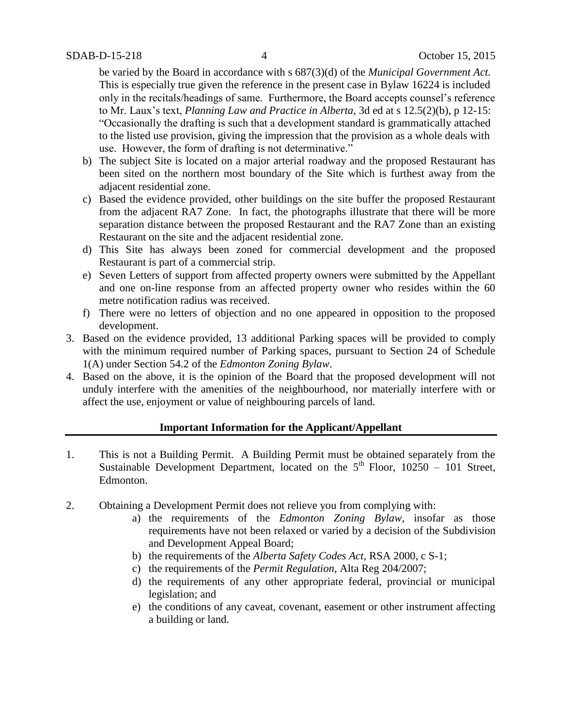be varied by the Board in accordance with s 687(3)(d) of the *Municipal Government Act*. This is especially true given the reference in the present case in Bylaw 16224 is included only in the recitals/headings of same. Furthermore, the Board accepts counsel's reference to Mr. Laux's text, *Planning Law and Practice in Alberta*, 3d ed at s 12.5(2)(b), p 12-15: "Occasionally the drafting is such that a development standard is grammatically attached to the listed use provision, giving the impression that the provision as a whole deals with use. However, the form of drafting is not determinative."

   b) The subject Site is located on a major arterial roadway and the proposed Restaurant has been sited on the northern most boundary of the Site which is furthest away from the adjacent residential zone.
   c) Based the evidence provided, other buildings on the site buffer the proposed Restaurant from the adjacent RA7 Zone. In fact, the photographs illustrate that there will be more separation distance between the proposed Restaurant and the RA7 Zone than an existing Restaurant on the site and the adjacent residential zone.
   d) This Site has always been zoned for commercial development and the proposed Restaurant is part of a commercial strip.
   e) Seven Letters of support from affected property owners were submitted by the Appellant and one on-line response from an affected property owner who resides within the 60 metre notification radius was received.
   f) There were no letters of objection and no one appeared in opposition to the proposed development.

3. Based on the evidence provided, 13 additional Parking spaces will be provided to comply with the minimum required number of Parking spaces, pursuant to Section 24 of Schedule 1(A) under Section 54.2 of the *Edmonton Zoning Bylaw*.
4. Based on the above, it is the opinion of the Board that the proposed development will not unduly interfere with the amenities of the neighbourhood, nor materially interfere with or affect the use, enjoyment or value of neighbouring parcels of land.

**Important Information for the Applicant/Appellant**

1. This is not a Building Permit. A Building Permit must be obtained separately from the Sustainable Development Department, located on the 5th Floor, 10250 – 101 Street, Edmonton.

2. Obtaining a Development Permit does not relieve you from complying with:
   a) the requirements of the *Edmonton Zoning Bylaw*, insofar as those requirements have not been relaxed or varied by a decision of the Subdivision and Development Appeal Board;
   b) the requirements of the *Alberta Safety Codes Act*, RSA 2000, c S-1;
   c) the requirements of the *Permit Regulation*, Alta Reg 204/2007;
   d) the requirements of any other appropriate federal, provincial or municipal legislation; and
   e) the conditions of any caveat, covenant, easement or other instrument affecting a building or land.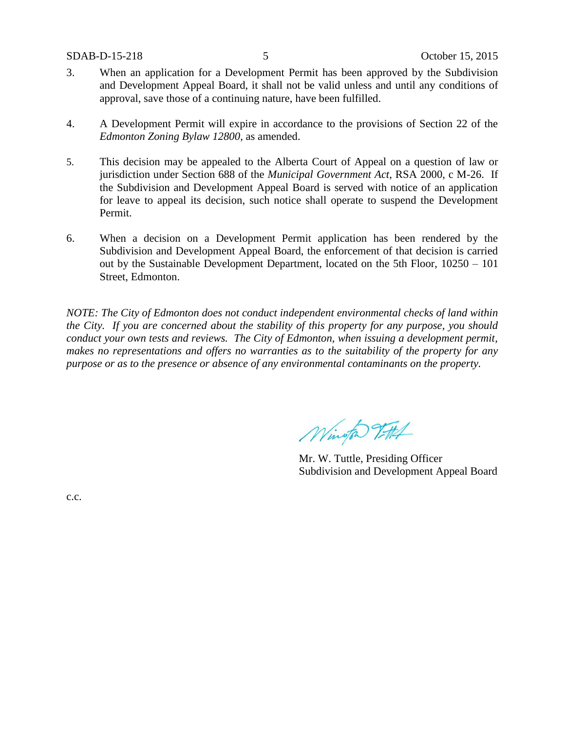3. When an application for a Development Permit has been approved by the Subdivision and Development Appeal Board, it shall not be valid unless and until any conditions of approval, save those of a continuing nature, have been fulfilled.

4. A Development Permit will expire in accordance to the provisions of Section 22 of the *Edmonton Zoning Bylaw 12800*, as amended.

5. This decision may be appealed to the Alberta Court of Appeal on a question of law or jurisdiction under Section 688 of the *Municipal Government Act*, RSA 2000, c M-26. If the Subdivision and Development Appeal Board is served with notice of an application for leave to appeal its decision, such notice shall operate to suspend the Development Permit.

6. When a decision on a Development Permit application has been rendered by the Subdivision and Development Appeal Board, the enforcement of that decision is carried out by the Sustainable Development Department, located on the 5th Floor, 10250 – 101 Street, Edmonton.

*NOTE: The City of Edmonton does not conduct independent environmental checks of land within the City. If you are concerned about the stability of this property for any purpose, you should conduct your own tests and reviews. The City of Edmonton, when issuing a development permit, makes no representations and offers no warranties as to the suitability of the property for any purpose or as to the presence or absence of any environmental contaminants on the property.*

Mr. W. Tuttle, Presiding Officer
Subdivision and Development Appeal Board

c.c.